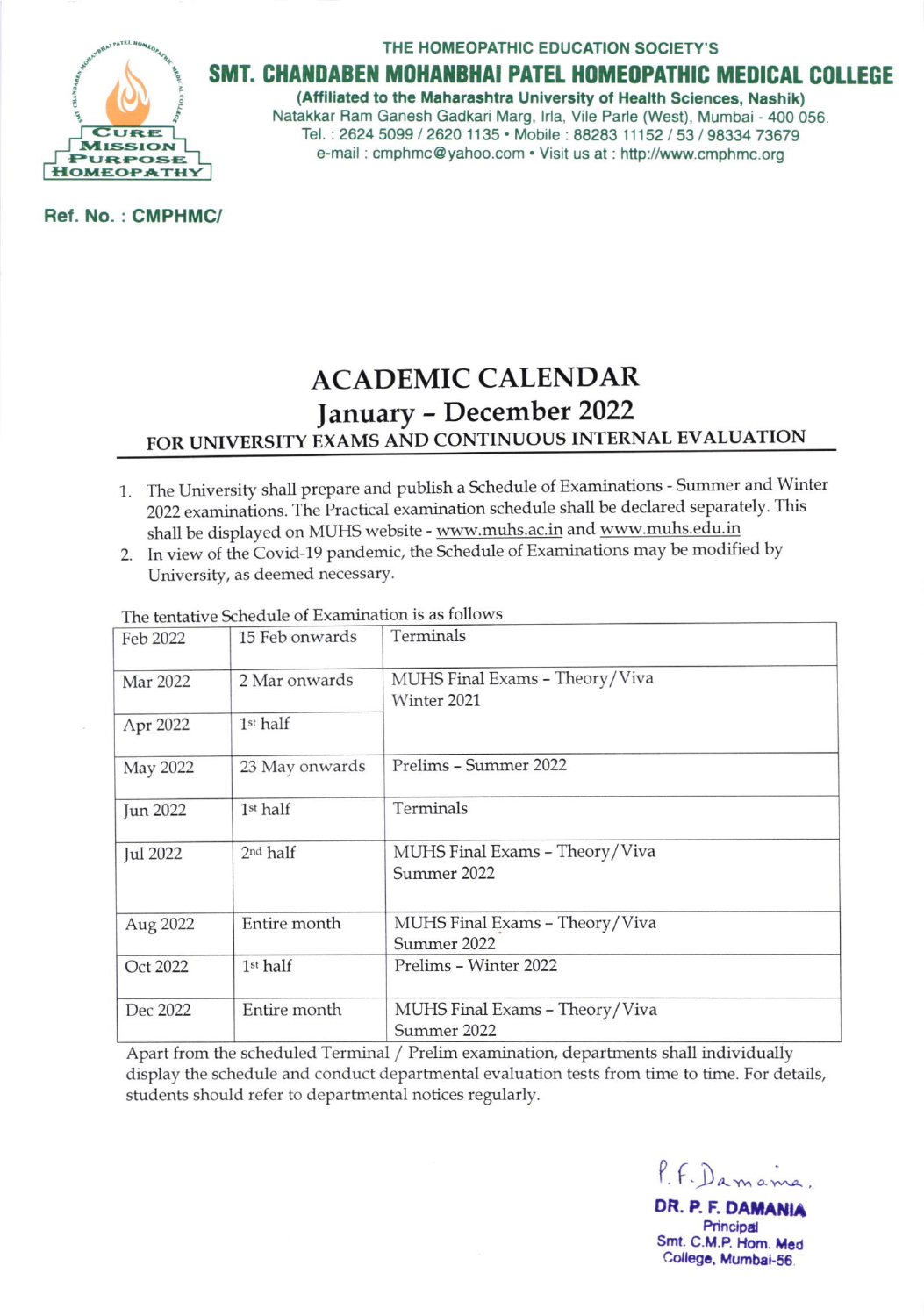THE HOMEOPATHIC EDUCATION SOCIETY'S

# SMT. CHANDABEN MOHANBHAI PATEL HOMEOPATHIC MEDICAL COLLEGE

**(Affiliated to the Maharashtra University of Health Sciences, Nashik)**
Natakkar Ram Ganesh Gadkari Marg, Irla, Vile Parle (West), Mumbai - 400 056.
Tel. : 2624 5099 / 2620 1135 • Mobile : 88283 11152 / 53 / 98334 73679
e-mail : cmphmc@yahoo.com • Visit us at : http://www.cmphmc.org

CURE MISSION PURPOSE HOMEOPATHY

**Ref. No. : CMPHMC/**

# ACADEMIC CALENDAR

## January – December 2022

### FOR UNIVERSITY EXAMS AND CONTINUOUS INTERNAL EVALUATION

1. The University shall prepare and publish a Schedule of Examinations - Summer and Winter 2022 examinations. The Practical examination schedule shall be declared separately. This shall be displayed on MUHS website - www.muhs.ac.in and www.muhs.edu.in
2. In view of the Covid-19 pandemic, the Schedule of Examinations may be modified by University, as deemed necessary.

The tentative Schedule of Examination is as follows

| Feb 2022 | 15 Feb onwards | Terminals |
|---|---|---|
| Mar 2022 | 2 Mar onwards | MUHS Final Exams – Theory/Viva Winter 2021 |
| Apr 2022 | 1st half | |
| May 2022 | 23 May onwards | Prelims – Summer 2022 |
| Jun 2022 | 1st half | Terminals |
| Jul 2022 | 2nd half | MUHS Final Exams – Theory/Viva Summer 2022 |
| Aug 2022 | Entire month | MUHS Final Exams – Theory/Viva Summer 2022 |
| Oct 2022 | 1st half | Prelims – Winter 2022 |
| Dec 2022 | Entire month | MUHS Final Exams – Theory/Viva Summer 2022 |

Apart from the scheduled Terminal / Prelim examination, departments shall individually display the schedule and conduct departmental evaluation tests from time to time. For details, students should refer to departmental notices regularly.

P. F. Damania.

**DR. P. F. DAMANIA**
Principal
Smt. C.M.P. Hom. Med
College, Mumbai-56.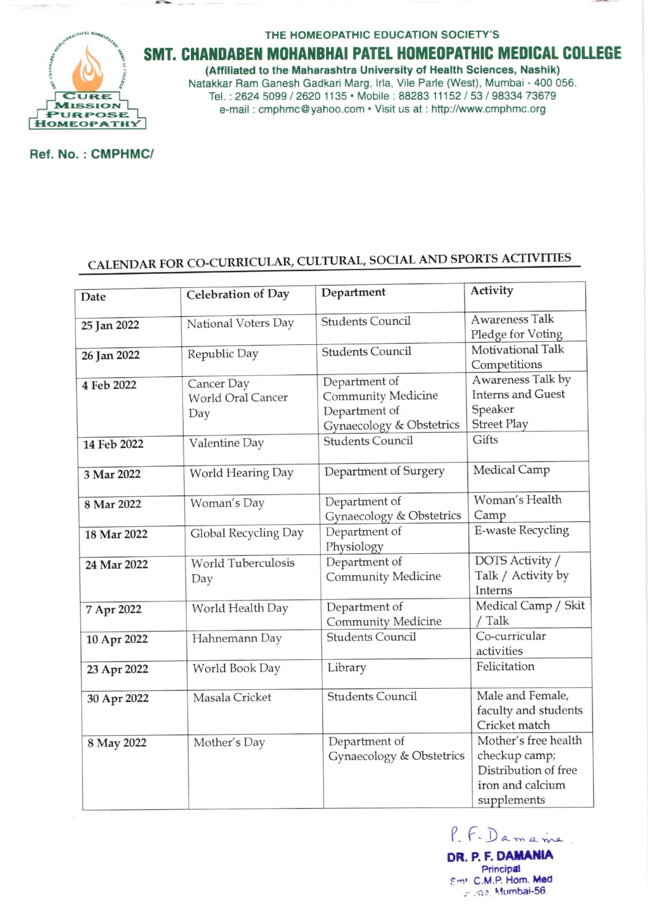THE HOMEOPATHIC EDUCATION SOCIETY'S

# SMT. CHANDABEN MOHANBHAI PATEL HOMEOPATHIC MEDICAL COLLEGE

**(Affiliated to the Maharashtra University of Health Sciences, Nashik)**
Natakkar Ram Ganesh Gadkari Marg, Irla, Vile Parle (West), Mumbai - 400 056.
Tel. : 2624 5099 / 2620 1135 • Mobile : 88283 11152 / 53 / 98334 73679
e-mail : cmphmc@yahoo.com • Visit us at : http://www.cmphmc.org

CURE MISSION PURPOSE HOMEOPATHY

**Ref. No. : CMPHMC/**

## CALENDAR FOR CO-CURRICULAR, CULTURAL, SOCIAL AND SPORTS ACTIVITIES

| Date | Celebration of Day | Department | Activity |
|---|---|---|---|
| **25 Jan 2022** | National Voters Day | Students Council | Awareness Talk Pledge for Voting |
| **26 Jan 2022** | Republic Day | Students Council | Motivational Talk Competitions |
| **4 Feb 2022** | Cancer Day World Oral Cancer Day | Department of Community Medicine Department of Gynaecology & Obstetrics | Awareness Talk by Interns and Guest Speaker Street Play |
| **14 Feb 2022** | Valentine Day | Students Council | Gifts |
| **3 Mar 2022** | World Hearing Day | Department of Surgery | Medical Camp |
| **8 Mar 2022** | Woman's Day | Department of Gynaecology & Obstetrics | Woman's Health Camp |
| **18 Mar 2022** | Global Recycling Day | Department of Physiology | E-waste Recycling |
| **24 Mar 2022** | World Tuberculosis Day | Department of Community Medicine | DOTS Activity / Talk / Activity by Interns |
| **7 Apr 2022** | World Health Day | Department of Community Medicine | Medical Camp / Skit / Talk |
| **10 Apr 2022** | Hahnemann Day | Students Council | Co-curricular activities |
| **23 Apr 2022** | World Book Day | Library | Felicitation |
| **30 Apr 2022** | Masala Cricket | Students Council | Male and Female, faculty and students Cricket match |
| **8 May 2022** | Mother's Day | Department of Gynaecology & Obstetrics | Mother's free health checkup camp; Distribution of free iron and calcium supplements |

P. F. Damania

**DR. P. F. DAMANIA**
Principal
Smt. C.M.P. Hom. Med ... Mumbai-56.